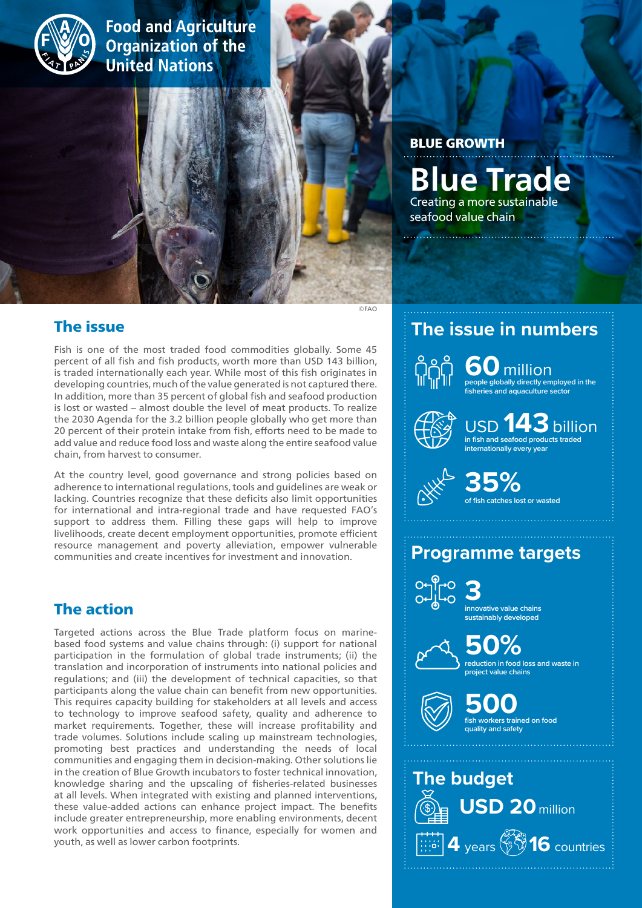Food and Agriculture Organization of the United Nations

BLUE GROWTH

# Blue Trade

Creating a more sustainable seafood value chain

©FAO

## The issue

Fish is one of the most traded food commodities globally. Some 45 percent of all fish and fish products, worth more than USD 143 billion, is traded internationally each year. While most of this fish originates in developing countries, much of the value generated is not captured there. In addition, more than 35 percent of global fish and seafood production is lost or wasted – almost double the level of meat products. To realize the 2030 Agenda for the 3.2 billion people globally who get more than 20 percent of their protein intake from fish, efforts need to be made to add value and reduce food loss and waste along the entire seafood value chain, from harvest to consumer.

At the country level, good governance and strong policies based on adherence to international regulations, tools and guidelines are weak or lacking. Countries recognize that these deficits also limit opportunities for international and intra-regional trade and have requested FAO's support to address them. Filling these gaps will help to improve livelihoods, create decent employment opportunities, promote efficient resource management and poverty alleviation, empower vulnerable communities and create incentives for investment and innovation.

## The action

Targeted actions across the Blue Trade platform focus on marine-based food systems and value chains through: (i) support for national participation in the formulation of global trade instruments; (ii) the translation and incorporation of instruments into national policies and regulations; and (iii) the development of technical capacities, so that participants along the value chain can benefit from new opportunities. This requires capacity building for stakeholders at all levels and access to technology to improve seafood safety, quality and adherence to market requirements. Together, these will increase profitability and trade volumes. Solutions include scaling up mainstream technologies, promoting best practices and understanding the needs of local communities and engaging them in decision-making. Other solutions lie in the creation of Blue Growth incubators to foster technical innovation, knowledge sharing and the upscaling of fisheries-related businesses at all levels. When integrated with existing and planned interventions, these value-added actions can enhance project impact. The benefits include greater entrepreneurship, more enabling environments, decent work opportunities and access to finance, especially for women and youth, as well as lower carbon footprints.

## The issue in numbers

**60** million
people globally directly employed in the fisheries and aquaculture sector

USD **143** billion
in fish and seafood products traded internationally every year

**35%**
of fish catches lost or wasted

## Programme targets

**3**
innovative value chains sustainably developed

**50%**
reduction in food loss and waste in project value chains

**500**
fish workers trained on food quality and safety

## The budget

USD **20** million

**4** years **16** countries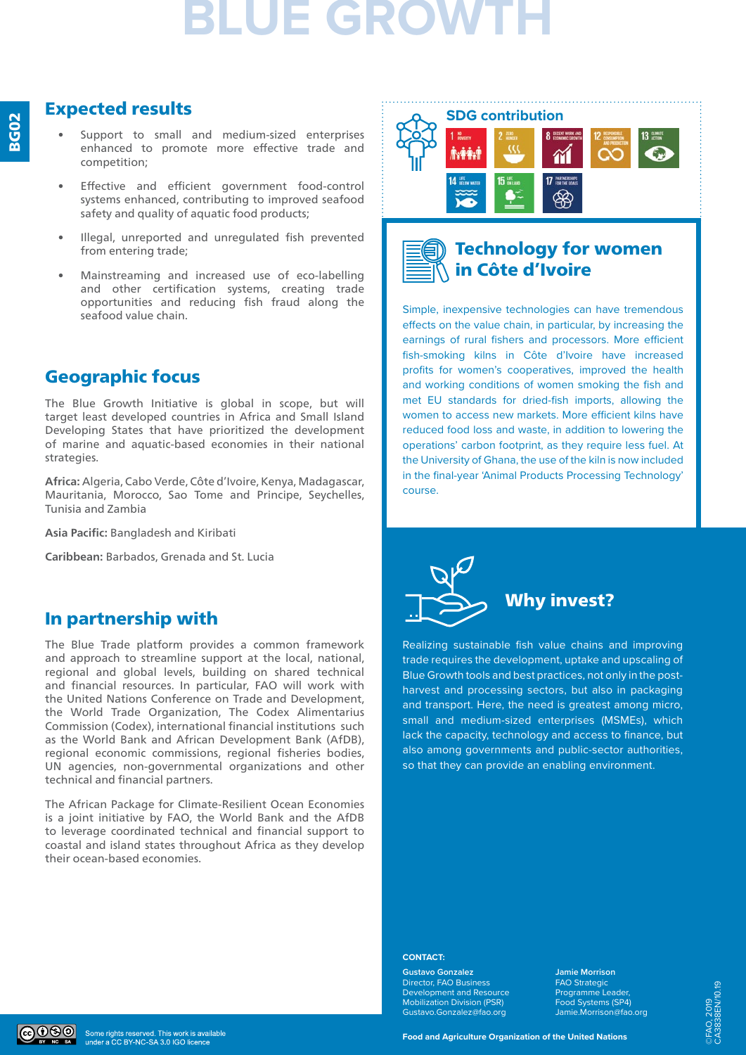# BLUE GROWTH

BG02

## Expected results

- Support to small and medium-sized enterprises enhanced to promote more effective trade and competition;
- Effective and efficient government food-control systems enhanced, contributing to improved seafood safety and quality of aquatic food products;
- Illegal, unreported and unregulated fish prevented from entering trade;
- Mainstreaming and increased use of eco-labelling and other certification systems, creating trade opportunities and reducing fish fraud along the seafood value chain.

## Geographic focus

The Blue Growth Initiative is global in scope, but will target least developed countries in Africa and Small Island Developing States that have prioritized the development of marine and aquatic-based economies in their national strategies.

**Africa:** Algeria, Cabo Verde, Côte d'Ivoire, Kenya, Madagascar, Mauritania, Morocco, Sao Tome and Principe, Seychelles, Tunisia and Zambia

**Asia Pacific:** Bangladesh and Kiribati

**Caribbean:** Barbados, Grenada and St. Lucia

## In partnership with

The Blue Trade platform provides a common framework and approach to streamline support at the local, national, regional and global levels, building on shared technical and financial resources. In particular, FAO will work with the United Nations Conference on Trade and Development, the World Trade Organization, The Codex Alimentarius Commission (Codex), international financial institutions such as the World Bank and African Development Bank (AfDB), regional economic commissions, regional fisheries bodies, UN agencies, non-governmental organizations and other technical and financial partners.

The African Package for Climate-Resilient Ocean Economies is a joint initiative by FAO, the World Bank and the AfDB to leverage coordinated technical and financial support to coastal and island states throughout Africa as they develop their ocean-based economies.

## SDG contribution

1 No Poverty; 2 Zero Hunger; 8 Decent Work and Economic Growth; 12 Responsible Consumption and Production; 13 Climate Action; 14 Life Below Water; 15 Life on Land; 17 Partnerships for the Goals

## Technology for women in Côte d'Ivoire

Simple, inexpensive technologies can have tremendous effects on the value chain, in particular, by increasing the earnings of rural fishers and processors. More efficient fish-smoking kilns in Côte d'Ivoire have increased profits for women's cooperatives, improved the health and working conditions of women smoking the fish and met EU standards for dried-fish imports, allowing the women to access new markets. More efficient kilns have reduced food loss and waste, in addition to lowering the operations' carbon footprint, as they require less fuel. At the University of Ghana, the use of the kiln is now included in the final-year 'Animal Products Processing Technology' course.

## Why invest?

Realizing sustainable fish value chains and improving trade requires the development, uptake and upscaling of Blue Growth tools and best practices, not only in the post-harvest and processing sectors, but also in packaging and transport. Here, the need is greatest among micro, small and medium-sized enterprises (MSMEs), which lack the capacity, technology and access to finance, but also among governments and public-sector authorities, so that they can provide an enabling environment.

**CONTACT:**

**Gustavo Gonzalez**
Director, FAO Business Development and Resource Mobilization Division (PSR)
Gustavo.Gonzalez@fao.org

**Jamie Morrison**
FAO Strategic Programme Leader, Food Systems (SP4)
Jamie.Morrison@fao.org

Some rights reserved. This work is available under a CC BY-NC-SA 3.0 IGO licence

**Food and Agriculture Organization of the United Nations**

©FAO, 2019
CA3838EN/1/0.19